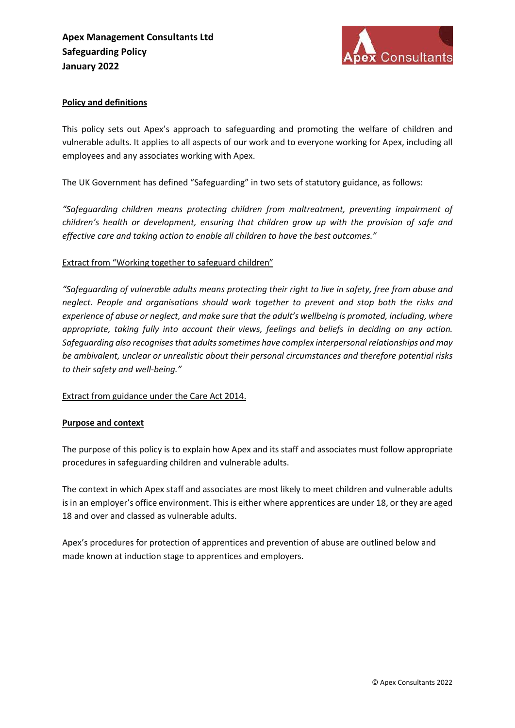**Apex Management Consultants Ltd**
**Safeguarding Policy**
**January 2022**

## Policy and definitions

This policy sets out Apex's approach to safeguarding and promoting the welfare of children and vulnerable adults. It applies to all aspects of our work and to everyone working for Apex, including all employees and any associates working with Apex.

The UK Government has defined "Safeguarding" in two sets of statutory guidance, as follows:

*"Safeguarding children means protecting children from maltreatment, preventing impairment of children's health or development, ensuring that children grow up with the provision of safe and effective care and taking action to enable all children to have the best outcomes."*

Extract from "Working together to safeguard children"

*"Safeguarding of vulnerable adults means protecting their right to live in safety, free from abuse and neglect. People and organisations should work together to prevent and stop both the risks and experience of abuse or neglect, and make sure that the adult's wellbeing is promoted, including, where appropriate, taking fully into account their views, feelings and beliefs in deciding on any action. Safeguarding also recognises that adults sometimes have complex interpersonal relationships and may be ambivalent, unclear or unrealistic about their personal circumstances and therefore potential risks to their safety and well-being."*

Extract from guidance under the Care Act 2014.

## Purpose and context

The purpose of this policy is to explain how Apex and its staff and associates must follow appropriate procedures in safeguarding children and vulnerable adults.

The context in which Apex staff and associates are most likely to meet children and vulnerable adults is in an employer's office environment. This is either where apprentices are under 18, or they are aged 18 and over and classed as vulnerable adults.

Apex's procedures for protection of apprentices and prevention of abuse are outlined below and made known at induction stage to apprentices and employers.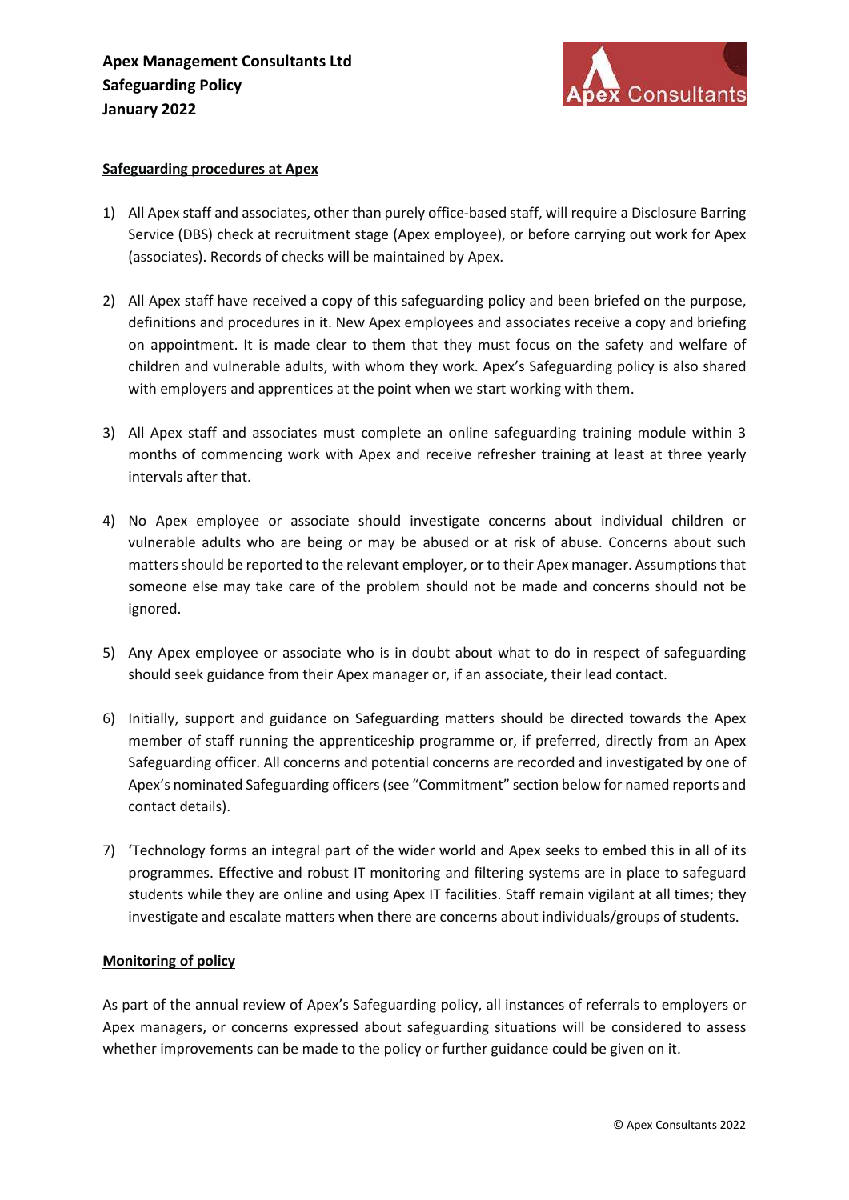**Apex Management Consultants Ltd**
**Safeguarding Policy**
**January 2022**

**Safeguarding procedures at Apex**

1) All Apex staff and associates, other than purely office-based staff, will require a Disclosure Barring Service (DBS) check at recruitment stage (Apex employee), or before carrying out work for Apex (associates). Records of checks will be maintained by Apex.

2) All Apex staff have received a copy of this safeguarding policy and been briefed on the purpose, definitions and procedures in it. New Apex employees and associates receive a copy and briefing on appointment. It is made clear to them that they must focus on the safety and welfare of children and vulnerable adults, with whom they work. Apex's Safeguarding policy is also shared with employers and apprentices at the point when we start working with them.

3) All Apex staff and associates must complete an online safeguarding training module within 3 months of commencing work with Apex and receive refresher training at least at three yearly intervals after that.

4) No Apex employee or associate should investigate concerns about individual children or vulnerable adults who are being or may be abused or at risk of abuse. Concerns about such matters should be reported to the relevant employer, or to their Apex manager. Assumptions that someone else may take care of the problem should not be made and concerns should not be ignored.

5) Any Apex employee or associate who is in doubt about what to do in respect of safeguarding should seek guidance from their Apex manager or, if an associate, their lead contact.

6) Initially, support and guidance on Safeguarding matters should be directed towards the Apex member of staff running the apprenticeship programme or, if preferred, directly from an Apex Safeguarding officer. All concerns and potential concerns are recorded and investigated by one of Apex's nominated Safeguarding officers (see "Commitment" section below for named reports and contact details).

7) 'Technology forms an integral part of the wider world and Apex seeks to embed this in all of its programmes. Effective and robust IT monitoring and filtering systems are in place to safeguard students while they are online and using Apex IT facilities. Staff remain vigilant at all times; they investigate and escalate matters when there are concerns about individuals/groups of students.

**Monitoring of policy**

As part of the annual review of Apex's Safeguarding policy, all instances of referrals to employers or Apex managers, or concerns expressed about safeguarding situations will be considered to assess whether improvements can be made to the policy or further guidance could be given on it.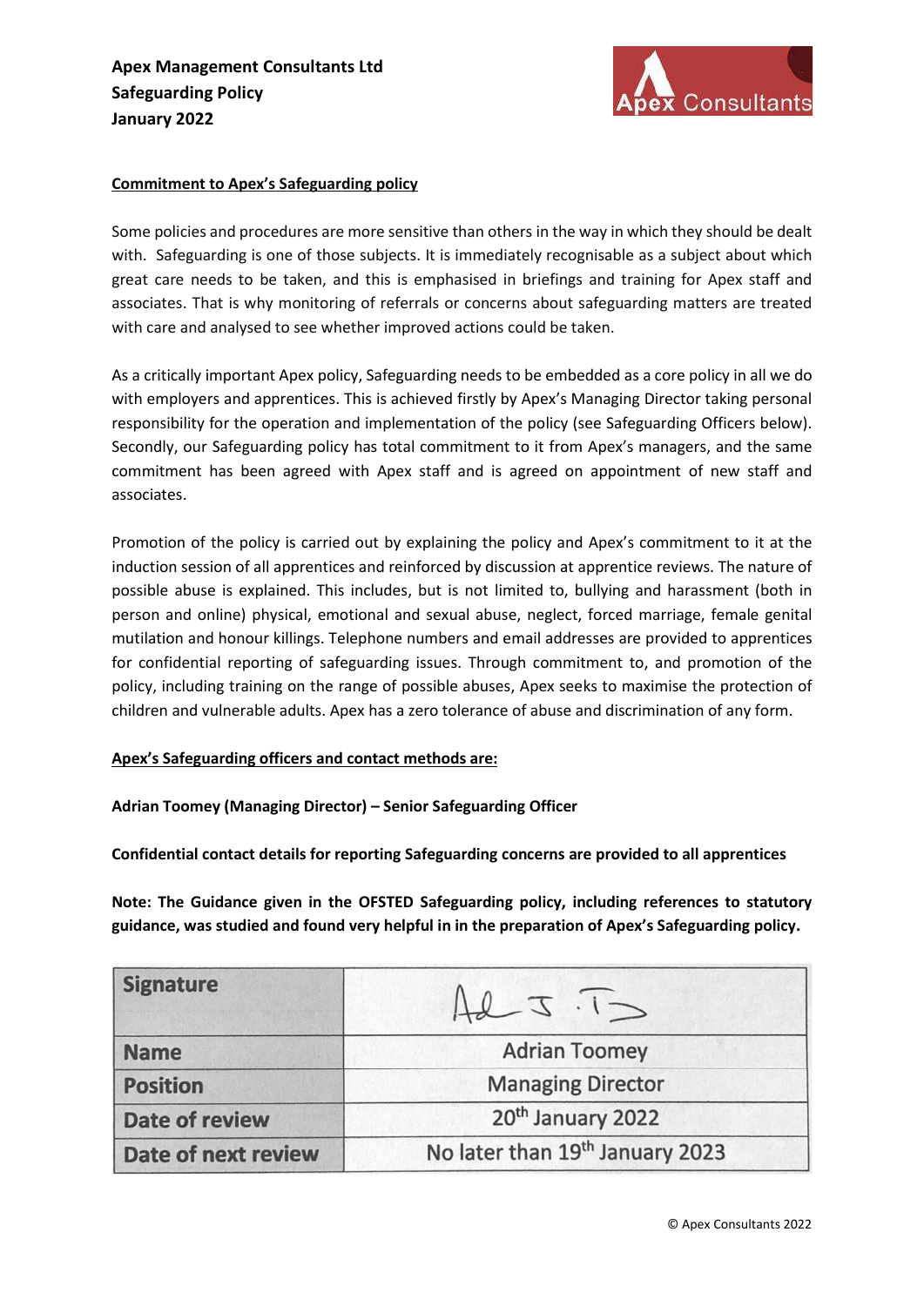**Apex Management Consultants Ltd**
**Safeguarding Policy**
**January 2022**

**<u>Commitment to Apex's Safeguarding policy</u>**

Some policies and procedures are more sensitive than others in the way in which they should be dealt with. Safeguarding is one of those subjects. It is immediately recognisable as a subject about which great care needs to be taken, and this is emphasised in briefings and training for Apex staff and associates. That is why monitoring of referrals or concerns about safeguarding matters are treated with care and analysed to see whether improved actions could be taken.

As a critically important Apex policy, Safeguarding needs to be embedded as a core policy in all we do with employers and apprentices. This is achieved firstly by Apex's Managing Director taking personal responsibility for the operation and implementation of the policy (see Safeguarding Officers below). Secondly, our Safeguarding policy has total commitment to it from Apex's managers, and the same commitment has been agreed with Apex staff and is agreed on appointment of new staff and associates.

Promotion of the policy is carried out by explaining the policy and Apex's commitment to it at the induction session of all apprentices and reinforced by discussion at apprentice reviews. The nature of possible abuse is explained. This includes, but is not limited to, bullying and harassment (both in person and online) physical, emotional and sexual abuse, neglect, forced marriage, female genital mutilation and honour killings. Telephone numbers and email addresses are provided to apprentices for confidential reporting of safeguarding issues. Through commitment to, and promotion of the policy, including training on the range of possible abuses, Apex seeks to maximise the protection of children and vulnerable adults. Apex has a zero tolerance of abuse and discrimination of any form.

**<u>Apex's Safeguarding officers and contact methods are:</u>**

**Adrian Toomey (Managing Director) – Senior Safeguarding Officer**

**Confidential contact details for reporting Safeguarding concerns are provided to all apprentices**

**Note: The Guidance given in the OFSTED Safeguarding policy, including references to statutory guidance, was studied and found very helpful in in the preparation of Apex's Safeguarding policy.**

| | |
|---|---|
| **Signature** | |
| **Name** | Adrian Toomey |
| **Position** | Managing Director |
| **Date of review** | 20th January 2022 |
| **Date of next review** | No later than 19th January 2023 |

© Apex Consultants 2022